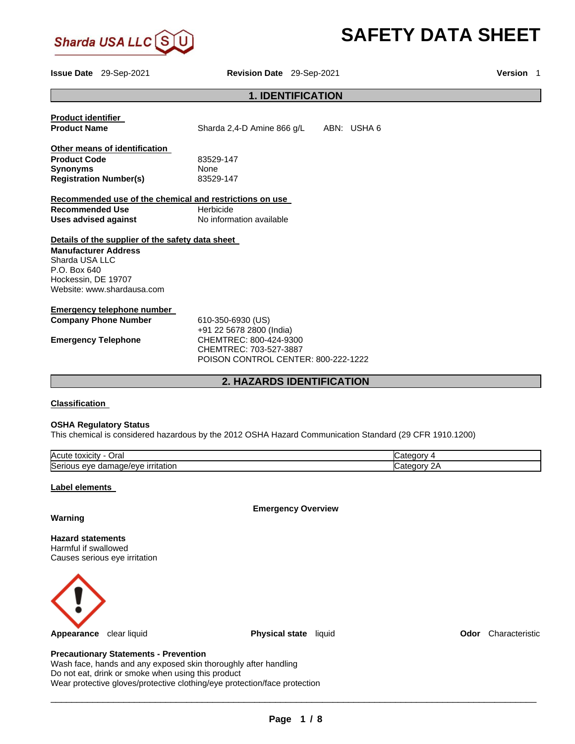Sharda USA LLC

# SAFETY DATA SHEET

**Issue Date** 29-Sep-2021 **Revision Date** 29-Sep-2021 **Version** 1

## 1. IDENTIFICATION

**Product identifier**

**Product Name** Sharda 2,4-D Amine 866 g/L ABN: USHA 6

**Other means of identification**

**Product Code** 83529-147
**Synonyms** None
**Registration Number(s)** 83529-147

**Recommended use of the chemical and restrictions on use**

**Recommended Use** Herbicide
**Uses advised against** No information available

**Details of the supplier of the safety data sheet**

**Manufacturer Address**
Sharda USA LLC
P.O. Box 640
Hockessin, DE 19707
Website: www.shardausa.com

**Emergency telephone number**

**Company Phone Number** 610-350-6930 (US)
+91 22 5678 2800 (India)

**Emergency Telephone** CHEMTREC: 800-424-9300
CHEMTREC: 703-527-3887
POISON CONTROL CENTER: 800-222-1222

## 2. HAZARDS IDENTIFICATION

**Classification**

**OSHA Regulatory Status**
This chemical is considered hazardous by the 2012 OSHA Hazard Communication Standard (29 CFR 1910.1200)

| Hazard | Category |
|---|---|
| Acute toxicity - Oral | Category 4 |
| Serious eye damage/eye irritation | Category 2A |

**Label elements**

**Emergency Overview**

**Warning**

**Hazard statements**
Harmful if swallowed
Causes serious eye irritation

**Appearance** clear liquid **Physical state** liquid **Odor** Characteristic

**Precautionary Statements - Prevention**
Wash face, hands and any exposed skin thoroughly after handling
Do not eat, drink or smoke when using this product
Wear protective gloves/protective clothing/eye protection/face protection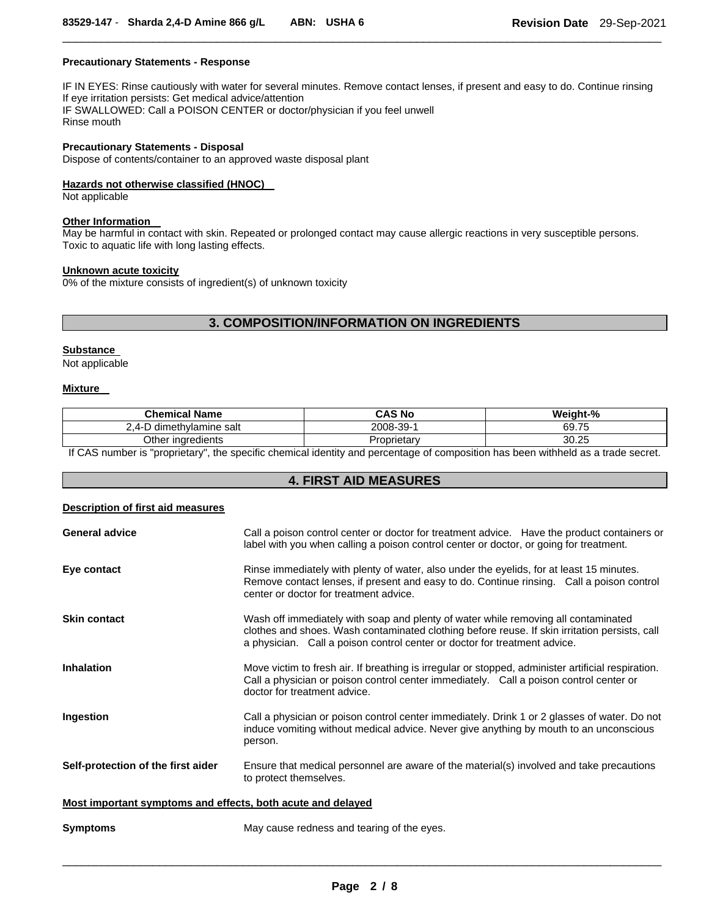**Precautionary Statements - Response**

IF IN EYES: Rinse cautiously with water for several minutes. Remove contact lenses, if present and easy to do. Continue rinsing
If eye irritation persists: Get medical advice/attention
IF SWALLOWED: Call a POISON CENTER or doctor/physician if you feel unwell
Rinse mouth

**Precautionary Statements - Disposal**
Dispose of contents/container to an approved waste disposal plant

**Hazards not otherwise classified (HNOC)**
Not applicable

**Other Information**
May be harmful in contact with skin. Repeated or prolonged contact may cause allergic reactions in very susceptible persons.
Toxic to aquatic life with long lasting effects.

**Unknown acute toxicity**
0% of the mixture consists of ingredient(s) of unknown toxicity

## 3. COMPOSITION/INFORMATION ON INGREDIENTS

**Substance**
Not applicable

**Mixture**

| Chemical Name | CAS No | Weight-% |
|---|---|---|
| 2,4-D dimethylamine salt | 2008-39-1 | 69.75 |
| Other ingredients | Proprietary | 30.25 |

If CAS number is "proprietary", the specific chemical identity and percentage of composition has been withheld as a trade secret.

## 4. FIRST AID MEASURES

**Description of first aid measures**

**General advice**
Call a poison control center or doctor for treatment advice. Have the product containers or label with you when calling a poison control center or doctor, or going for treatment.

**Eye contact**
Rinse immediately with plenty of water, also under the eyelids, for at least 15 minutes. Remove contact lenses, if present and easy to do. Continue rinsing. Call a poison control center or doctor for treatment advice.

**Skin contact**
Wash off immediately with soap and plenty of water while removing all contaminated clothes and shoes. Wash contaminated clothing before reuse. If skin irritation persists, call a physician. Call a poison control center or doctor for treatment advice.

**Inhalation**
Move victim to fresh air. If breathing is irregular or stopped, administer artificial respiration. Call a physician or poison control center immediately. Call a poison control center or doctor for treatment advice.

**Ingestion**
Call a physician or poison control center immediately. Drink 1 or 2 glasses of water. Do not induce vomiting without medical advice. Never give anything by mouth to an unconscious person.

**Self-protection of the first aider**
Ensure that medical personnel are aware of the material(s) involved and take precautions to protect themselves.

**Most important symptoms and effects, both acute and delayed**

**Symptoms**
May cause redness and tearing of the eyes.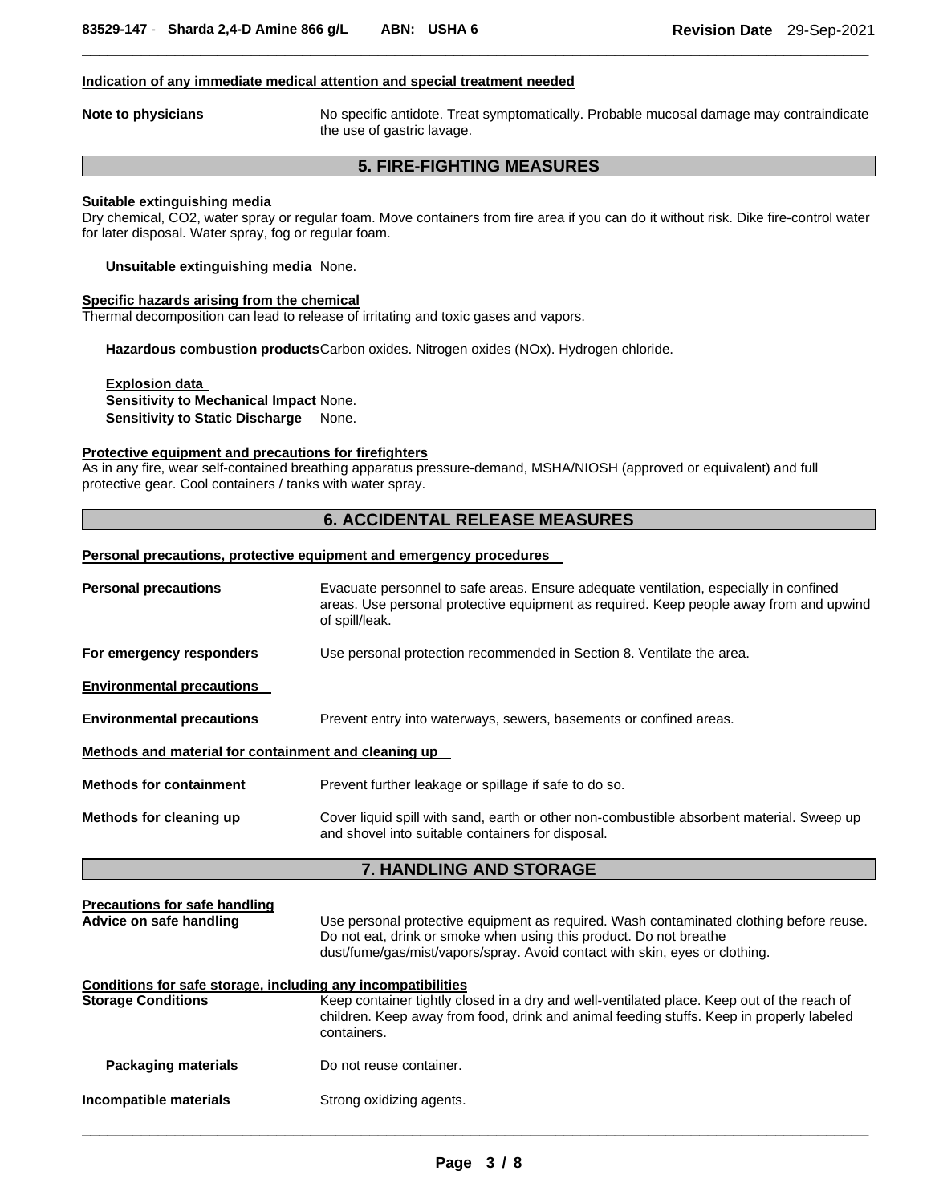#### Indication of any immediate medical attention and special treatment needed

**Note to physicians** No specific antidote. Treat symptomatically. Probable mucosal damage may contraindicate the use of gastric lavage.

## 5. FIRE-FIGHTING MEASURES

#### Suitable extinguishing media

Dry chemical, $CO_2$, water spray or regular foam. Move containers from fire area if you can do it without risk. Dike fire-control water for later disposal. Water spray, fog or regular foam.

**Unsuitable extinguishing media** None.

#### Specific hazards arising from the chemical

Thermal decomposition can lead to release of irritating and toxic gases and vapors.

**Hazardous combustion products** Carbon oxides. Nitrogen oxides (NOx). Hydrogen chloride.

**Explosion data**
**Sensitivity to Mechanical Impact** None.
**Sensitivity to Static Discharge** None.

#### Protective equipment and precautions for firefighters

As in any fire, wear self-contained breathing apparatus pressure-demand, MSHA/NIOSH (approved or equivalent) and full protective gear. Cool containers / tanks with water spray.

## 6. ACCIDENTAL RELEASE MEASURES

#### Personal precautions, protective equipment and emergency procedures

**Personal precautions** Evacuate personnel to safe areas. Ensure adequate ventilation, especially in confined areas. Use personal protective equipment as required. Keep people away from and upwind of spill/leak.

**For emergency responders** Use personal protection recommended in Section 8. Ventilate the area.

#### Environmental precautions

**Environmental precautions** Prevent entry into waterways, sewers, basements or confined areas.

#### Methods and material for containment and cleaning up

**Methods for containment** Prevent further leakage or spillage if safe to do so.

**Methods for cleaning up** Cover liquid spill with sand, earth or other non-combustible absorbent material. Sweep up and shovel into suitable containers for disposal.

## 7. HANDLING AND STORAGE

#### Precautions for safe handling

**Advice on safe handling** Use personal protective equipment as required. Wash contaminated clothing before reuse. Do not eat, drink or smoke when using this product. Do not breathe dust/fume/gas/mist/vapors/spray. Avoid contact with skin, eyes or clothing.

#### Conditions for safe storage, including any incompatibilities

**Storage Conditions** Keep container tightly closed in a dry and well-ventilated place. Keep out of the reach of children. Keep away from food, drink and animal feeding stuffs. Keep in properly labeled containers.

**Packaging materials** Do not reuse container.

**Incompatible materials** Strong oxidizing agents.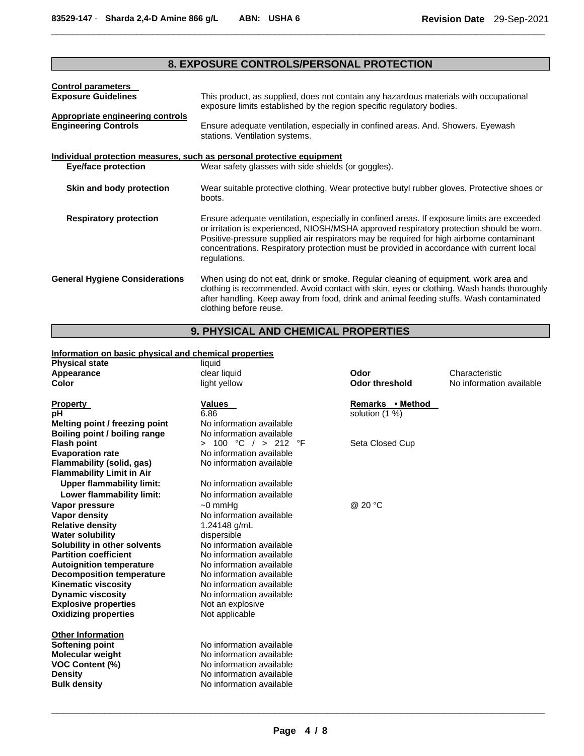## 8. EXPOSURE CONTROLS/PERSONAL PROTECTION

**Control parameters**

| | |
|---|---|
| **Exposure Guidelines** | This product, as supplied, does not contain any hazardous materials with occupational exposure limits established by the region specific regulatory bodies. |

**Appropriate engineering controls**

| | |
|---|---|
| **Engineering Controls** | Ensure adequate ventilation, especially in confined areas. And. Showers. Eyewash stations. Ventilation systems. |

**Individual protection measures, such as personal protective equipment**

| | |
|---|---|
| **Eye/face protection** | Wear safety glasses with side shields (or goggles). |
| **Skin and body protection** | Wear suitable protective clothing. Wear protective butyl rubber gloves. Protective shoes or boots. |
| **Respiratory protection** | Ensure adequate ventilation, especially in confined areas. If exposure limits are exceeded or irritation is experienced, NIOSH/MSHA approved respiratory protection should be worn. Positive-pressure supplied air respirators may be required for high airborne contaminant concentrations. Respiratory protection must be provided in accordance with current local regulations. |
| **General Hygiene Considerations** | When using do not eat, drink or smoke. Regular cleaning of equipment, work area and clothing is recommended. Avoid contact with skin, eyes or clothing. Wash hands thoroughly after handling. Keep away from food, drink and animal feeding stuffs. Wash contaminated clothing before reuse. |

## 9. PHYSICAL AND CHEMICAL PROPERTIES

**Information on basic physical and chemical properties**

| | | | |
|---|---|---|---|
| **Physical state** | liquid | | |
| **Appearance** | clear liquid | **Odor** | Characteristic |
| **Color** | light yellow | **Odor threshold** | No information available |

| **Property** | **Values** | **Remarks • Method** |
|---|---|---|
| **pH** | 6.86 | solution (1 %) |
| **Melting point / freezing point** | No information available | |
| **Boiling point / boiling range** | No information available | |
| **Flash point** | > 100 °C / > 212 °F | Seta Closed Cup |
| **Evaporation rate** | No information available | |
| **Flammability (solid, gas)** | No information available | |
| **Flammability Limit in Air** | | |
| **Upper flammability limit:** | No information available | |
| **Lower flammability limit:** | No information available | |
| **Vapor pressure** | ~0 mmHg | @ 20 °C |
| **Vapor density** | No information available | |
| **Relative density** | 1.24148 g/mL | |
| **Water solubility** | dispersible | |
| **Solubility in other solvents** | No information available | |
| **Partition coefficient** | No information available | |
| **Autoignition temperature** | No information available | |
| **Decomposition temperature** | No information available | |
| **Kinematic viscosity** | No information available | |
| **Dynamic viscosity** | No information available | |
| **Explosive properties** | Not an explosive | |
| **Oxidizing properties** | Not applicable | |

**Other Information**

| | |
|---|---|
| **Softening point** | No information available |
| **Molecular weight** | No information available |
| **VOC Content (%)** | No information available |
| **Density** | No information available |
| **Bulk density** | No information available |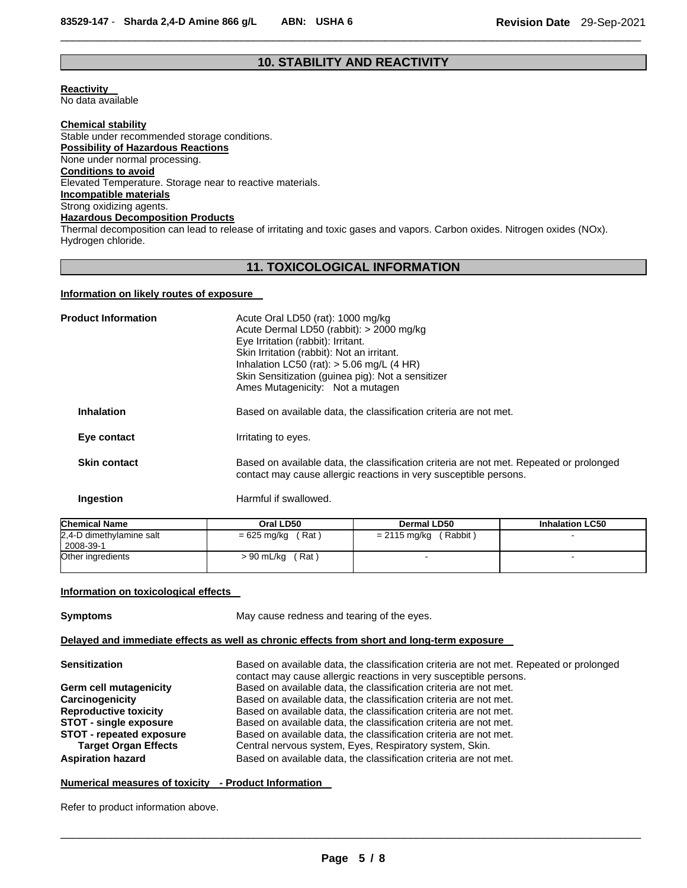## 10. STABILITY AND REACTIVITY

**Reactivity**
No data available

**Chemical stability**
Stable under recommended storage conditions.

**Possibility of Hazardous Reactions**
None under normal processing.

**Conditions to avoid**
Elevated Temperature. Storage near to reactive materials.

**Incompatible materials**
Strong oxidizing agents.

**Hazardous Decomposition Products**
Thermal decomposition can lead to release of irritating and toxic gases and vapors. Carbon oxides. Nitrogen oxides (NOx). Hydrogen chloride.

## 11. TOXICOLOGICAL INFORMATION

**Information on likely routes of exposure**

**Product Information**
Acute Oral LD50 (rat): 1000 mg/kg
Acute Dermal LD50 (rabbit): > 2000 mg/kg
Eye Irritation (rabbit): Irritant.
Skin Irritation (rabbit): Not an irritant.
Inhalation LC50 (rat): > 5.06 mg/L (4 HR)
Skin Sensitization (guinea pig): Not a sensitizer
Ames Mutagenicity: Not a mutagen

**Inhalation** Based on available data, the classification criteria are not met.

**Eye contact** Irritating to eyes.

**Skin contact** Based on available data, the classification criteria are not met. Repeated or prolonged contact may cause allergic reactions in very susceptible persons.

**Ingestion** Harmful if swallowed.

| Chemical Name | Oral LD50 | Dermal LD50 | Inhalation LC50 |
|---|---|---|---|
| 2,4-D dimethylamine salt 2008-39-1 | = 625 mg/kg ( Rat ) | = 2115 mg/kg ( Rabbit ) | - |
| Other ingredients | > 90 mL/kg ( Rat ) | - | - |

**Information on toxicological effects**

**Symptoms** May cause redness and tearing of the eyes.

**Delayed and immediate effects as well as chronic effects from short and long-term exposure**

**Sensitization** Based on available data, the classification criteria are not met. Repeated or prolonged contact may cause allergic reactions in very susceptible persons.
**Germ cell mutagenicity** Based on available data, the classification criteria are not met.
**Carcinogenicity** Based on available data, the classification criteria are not met.
**Reproductive toxicity** Based on available data, the classification criteria are not met.
**STOT - single exposure** Based on available data, the classification criteria are not met.
**STOT - repeated exposure** Based on available data, the classification criteria are not met.
**Target Organ Effects** Central nervous system, Eyes, Respiratory system, Skin.
**Aspiration hazard** Based on available data, the classification criteria are not met.

**Numerical measures of toxicity - Product Information**

Refer to product information above.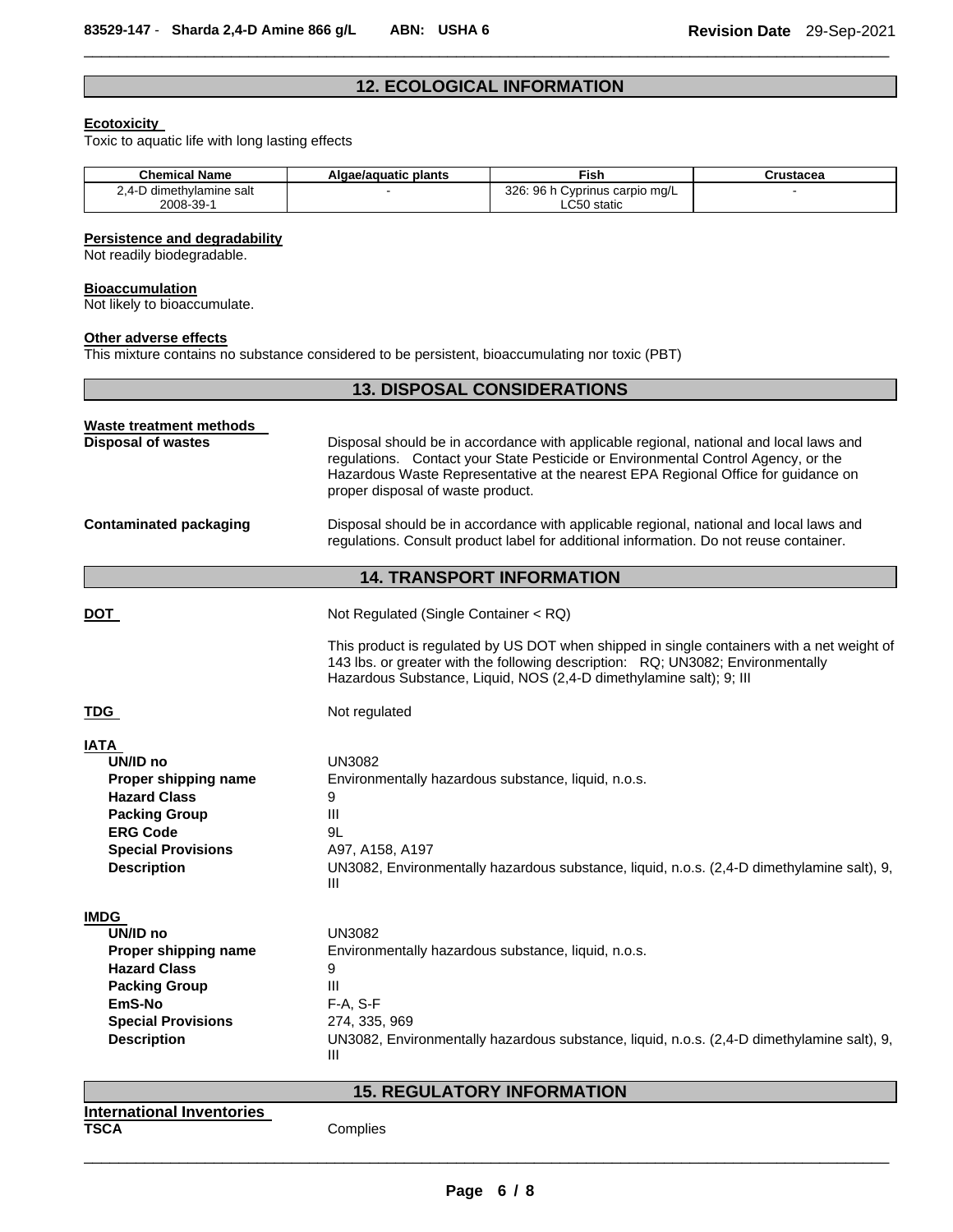## 12. ECOLOGICAL INFORMATION

**Ecotoxicity**

Toxic to aquatic life with long lasting effects

| Chemical Name | Algae/aquatic plants | Fish | Crustacea |
|---|---|---|---|
| 2,4-D dimethylamine salt 2008-39-1 | - | 326: 96 h Cyprinus carpio mg/L LC50 static | - |

**Persistence and degradability**

Not readily biodegradable.

**Bioaccumulation**

Not likely to bioaccumulate.

**Other adverse effects**

This mixture contains no substance considered to be persistent, bioaccumulating nor toxic (PBT)

## 13. DISPOSAL CONSIDERATIONS

**Waste treatment methods**

**Disposal of wastes**

Disposal should be in accordance with applicable regional, national and local laws and regulations. Contact your State Pesticide or Environmental Control Agency, or the Hazardous Waste Representative at the nearest EPA Regional Office for guidance on proper disposal of waste product.

**Contaminated packaging**

Disposal should be in accordance with applicable regional, national and local laws and regulations. Consult product label for additional information. Do not reuse container.

## 14. TRANSPORT INFORMATION

**DOT**

Not Regulated (Single Container < RQ)

This product is regulated by US DOT when shipped in single containers with a net weight of 143 lbs. or greater with the following description: RQ; UN3082; Environmentally Hazardous Substance, Liquid, NOS (2,4-D dimethylamine salt); 9; III

**TDG**

Not regulated

**IATA**

| | |
|---|---|
| **UN/ID no** | UN3082 |
| **Proper shipping name** | Environmentally hazardous substance, liquid, n.o.s. |
| **Hazard Class** | 9 |
| **Packing Group** | III |
| **ERG Code** | 9L |
| **Special Provisions** | A97, A158, A197 |
| **Description** | UN3082, Environmentally hazardous substance, liquid, n.o.s. (2,4-D dimethylamine salt), 9, III |

**IMDG**

| | |
|---|---|
| **UN/ID no** | UN3082 |
| **Proper shipping name** | Environmentally hazardous substance, liquid, n.o.s. |
| **Hazard Class** | 9 |
| **Packing Group** | III |
| **EmS-No** | F-A, S-F |
| **Special Provisions** | 274, 335, 969 |
| **Description** | UN3082, Environmentally hazardous substance, liquid, n.o.s. (2,4-D dimethylamine salt), 9, III |

## 15. REGULATORY INFORMATION

**International Inventories**

**TSCA** Complies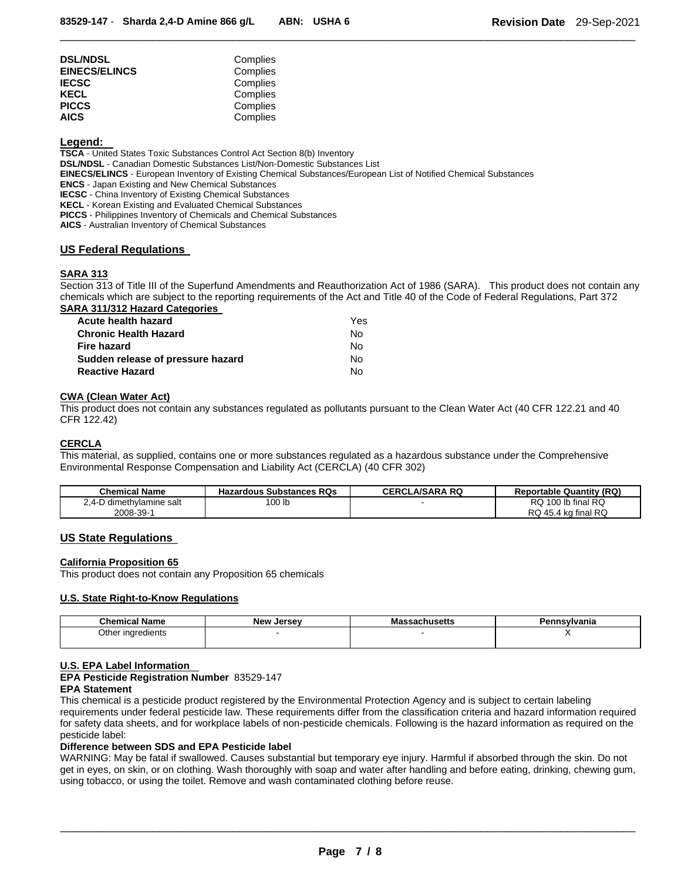| | |
|---|---|
| **DSL/NDSL** | Complies |
| **EINECS/ELINCS** | Complies |
| **IECSC** | Complies |
| **KECL** | Complies |
| **PICCS** | Complies |
| **AICS** | Complies |

**Legend:**

**TSCA** - United States Toxic Substances Control Act Section 8(b) Inventory
**DSL/NDSL** - Canadian Domestic Substances List/Non-Domestic Substances List
**EINECS/ELINCS** - European Inventory of Existing Chemical Substances/European List of Notified Chemical Substances
**ENCS** - Japan Existing and New Chemical Substances
**IECSC** - China Inventory of Existing Chemical Substances
**KECL** - Korean Existing and Evaluated Chemical Substances
**PICCS** - Philippines Inventory of Chemicals and Chemical Substances
**AICS** - Australian Inventory of Chemical Substances

## US Federal Regulations

### SARA 313

Section 313 of Title III of the Superfund Amendments and Reauthorization Act of 1986 (SARA). This product does not contain any chemicals which are subject to the reporting requirements of the Act and Title 40 of the Code of Federal Regulations, Part 372

### SARA 311/312 Hazard Categories

| | |
|---|---|
| **Acute health hazard** | Yes |
| **Chronic Health Hazard** | No |
| **Fire hazard** | No |
| **Sudden release of pressure hazard** | No |
| **Reactive Hazard** | No |

### CWA (Clean Water Act)

This product does not contain any substances regulated as pollutants pursuant to the Clean Water Act (40 CFR 122.21 and 40 CFR 122.42)

### CERCLA

This material, as supplied, contains one or more substances regulated as a hazardous substance under the Comprehensive Environmental Response Compensation and Liability Act (CERCLA) (40 CFR 302)

| Chemical Name | Hazardous Substances RQs | CERCLA/SARA RQ | Reportable Quantity (RQ) |
|---|---|---|---|
| 2,4-D dimethylamine salt 2008-39-1 | 100 lb | - | RQ 100 lb final RQ RQ 45.4 kg final RQ |

## US State Regulations

### California Proposition 65

This product does not contain any Proposition 65 chemicals

### U.S. State Right-to-Know Regulations

| Chemical Name | New Jersey | Massachusetts | Pennsylvania |
|---|---|---|---|
| Other ingredients | - | - | X |

### U.S. EPA Label Information

**EPA Pesticide Registration Number** 83529-147

**EPA Statement**

This chemical is a pesticide product registered by the Environmental Protection Agency and is subject to certain labeling requirements under federal pesticide law. These requirements differ from the classification criteria and hazard information required for safety data sheets, and for workplace labels of non-pesticide chemicals. Following is the hazard information as required on the pesticide label:

**Difference between SDS and EPA Pesticide label**

WARNING: May be fatal if swallowed. Causes substantial but temporary eye injury. Harmful if absorbed through the skin. Do not get in eyes, on skin, or on clothing. Wash thoroughly with soap and water after handling and before eating, drinking, chewing gum, using tobacco, or using the toilet. Remove and wash contaminated clothing before reuse.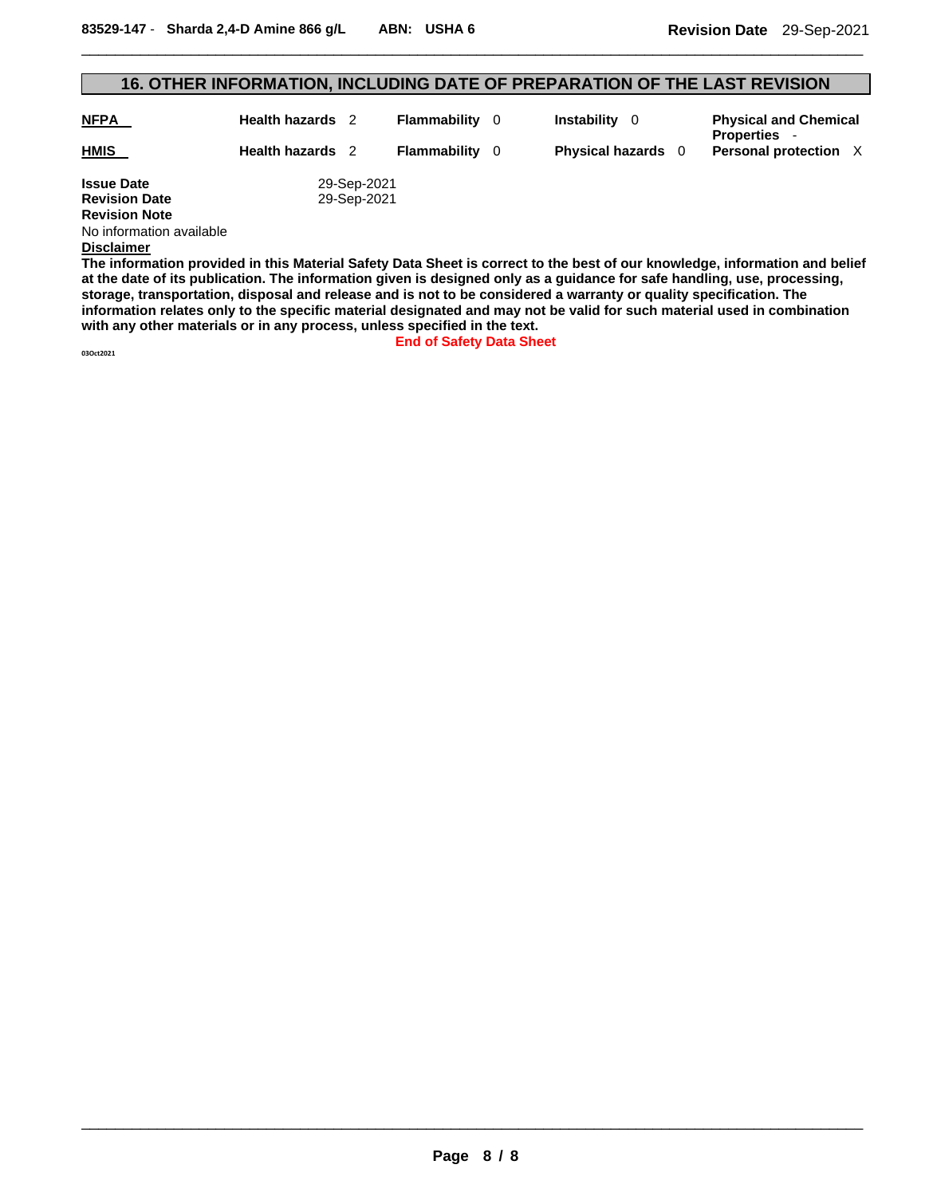## 16. OTHER INFORMATION, INCLUDING DATE OF PREPARATION OF THE LAST REVISION

| | | | | |
|---|---|---|---|---|
| **NFPA** | **Health hazards** 2 | **Flammability** 0 | **Instability** 0 | **Physical and Chemical Properties** - |
| **HMIS** | **Health hazards** 2 | **Flammability** 0 | **Physical hazards** 0 | **Personal protection** X |

**Issue Date** 29-Sep-2021
**Revision Date** 29-Sep-2021
**Revision Note**
No information available

**Disclaimer**

**The information provided in this Material Safety Data Sheet is correct to the best of our knowledge, information and belief at the date of its publication. The information given is designed only as a guidance for safe handling, use, processing, storage, transportation, disposal and release and is not to be considered a warranty or quality specification. The information relates only to the specific material designated and may not be valid for such material used in combination with any other materials or in any process, unless specified in the text.**

**End of Safety Data Sheet**

03Oct2021